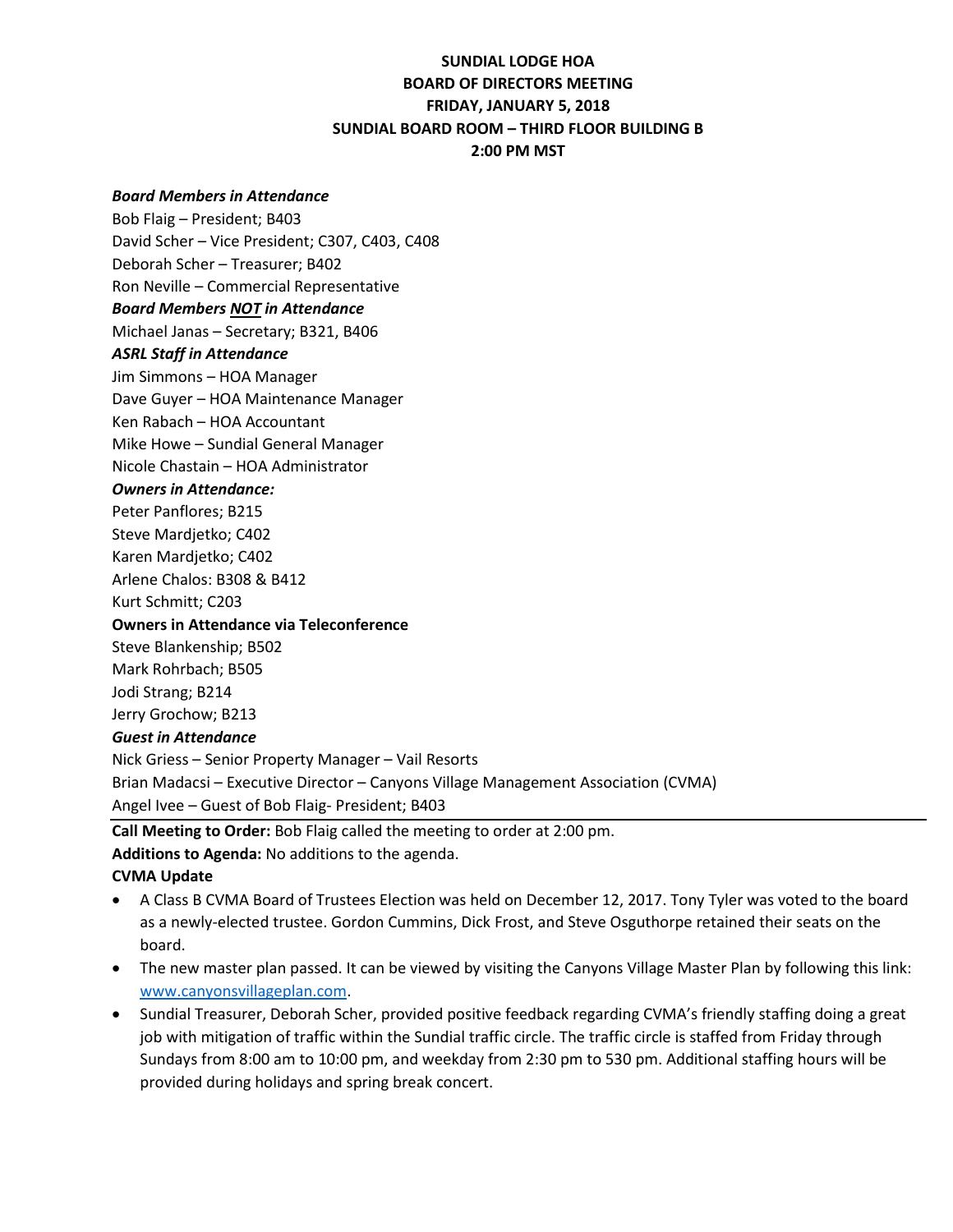**SUNDIAL LODGE HOA**
**BOARD OF DIRECTORS MEETING**
**FRIDAY, JANUARY 5, 2018**
**SUNDIAL BOARD ROOM – THIRD FLOOR BUILDING B**
**2:00 PM MST**

***Board Members in Attendance***
Bob Flaig – President; B403
David Scher – Vice President; C307, C403, C408
Deborah Scher – Treasurer; B402
Ron Neville – Commercial Representative

***Board Members NOT in Attendance***
Michael Janas – Secretary; B321, B406

***ASRL Staff in Attendance***
Jim Simmons – HOA Manager
Dave Guyer – HOA Maintenance Manager
Ken Rabach – HOA Accountant
Mike Howe – Sundial General Manager
Nicole Chastain – HOA Administrator

***Owners in Attendance:***
Peter Panflores; B215
Steve Mardjetko; C402
Karen Mardjetko; C402
Arlene Chalos: B308 & B412
Kurt Schmitt; C203

**Owners in Attendance via Teleconference**
Steve Blankenship; B502
Mark Rohrbach; B505
Jodi Strang; B214
Jerry Grochow; B213

***Guest in Attendance***
Nick Griess – Senior Property Manager – Vail Resorts
Brian Madacsi – Executive Director – Canyons Village Management Association (CVMA)
Angel Ivee – Guest of Bob Flaig- President; B403

---

**Call Meeting to Order:** Bob Flaig called the meeting to order at 2:00 pm.

**Additions to Agenda:** No additions to the agenda.

**CVMA Update**

- A Class B CVMA Board of Trustees Election was held on December 12, 2017. Tony Tyler was voted to the board as a newly-elected trustee. Gordon Cummins, Dick Frost, and Steve Osguthorpe retained their seats on the board.
- The new master plan passed. It can be viewed by visiting the Canyons Village Master Plan by following this link: [www.canyonsvillageplan.com](http://www.canyonsvillageplan.com).
- Sundial Treasurer, Deborah Scher, provided positive feedback regarding CVMA's friendly staffing doing a great job with mitigation of traffic within the Sundial traffic circle. The traffic circle is staffed from Friday through Sundays from 8:00 am to 10:00 pm, and weekday from 2:30 pm to 530 pm. Additional staffing hours will be provided during holidays and spring break concert.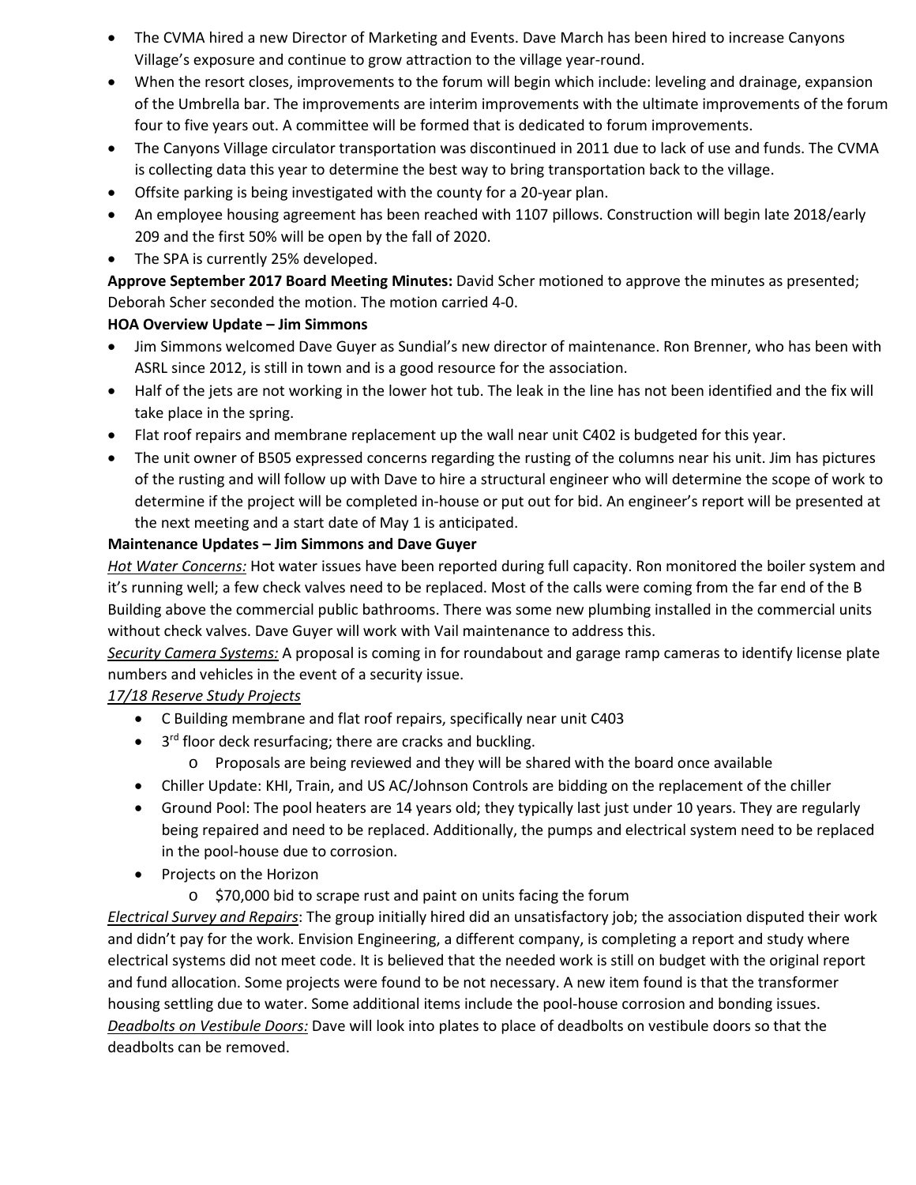- The CVMA hired a new Director of Marketing and Events. Dave March has been hired to increase Canyons Village's exposure and continue to grow attraction to the village year-round.
- When the resort closes, improvements to the forum will begin which include: leveling and drainage, expansion of the Umbrella bar. The improvements are interim improvements with the ultimate improvements of the forum four to five years out. A committee will be formed that is dedicated to forum improvements.
- The Canyons Village circulator transportation was discontinued in 2011 due to lack of use and funds. The CVMA is collecting data this year to determine the best way to bring transportation back to the village.
- Offsite parking is being investigated with the county for a 20-year plan.
- An employee housing agreement has been reached with 1107 pillows. Construction will begin late 2018/early 209 and the first 50% will be open by the fall of 2020.
- The SPA is currently 25% developed.

**Approve September 2017 Board Meeting Minutes:** David Scher motioned to approve the minutes as presented; Deborah Scher seconded the motion. The motion carried 4-0.

**HOA Overview Update – Jim Simmons**

- Jim Simmons welcomed Dave Guyer as Sundial's new director of maintenance. Ron Brenner, who has been with ASRL since 2012, is still in town and is a good resource for the association.
- Half of the jets are not working in the lower hot tub. The leak in the line has not been identified and the fix will take place in the spring.
- Flat roof repairs and membrane replacement up the wall near unit C402 is budgeted for this year.
- The unit owner of B505 expressed concerns regarding the rusting of the columns near his unit. Jim has pictures of the rusting and will follow up with Dave to hire a structural engineer who will determine the scope of work to determine if the project will be completed in-house or put out for bid. An engineer's report will be presented at the next meeting and a start date of May 1 is anticipated.

**Maintenance Updates – Jim Simmons and Dave Guyer**

*Hot Water Concerns:* Hot water issues have been reported during full capacity. Ron monitored the boiler system and it's running well; a few check valves need to be replaced. Most of the calls were coming from the far end of the B Building above the commercial public bathrooms. There was some new plumbing installed in the commercial units without check valves. Dave Guyer will work with Vail maintenance to address this.

*Security Camera Systems:* A proposal is coming in for roundabout and garage ramp cameras to identify license plate numbers and vehicles in the event of a security issue.

*17/18 Reserve Study Projects*

- C Building membrane and flat roof repairs, specifically near unit C403
- 3rd floor deck resurfacing; there are cracks and buckling.
  - Proposals are being reviewed and they will be shared with the board once available
- Chiller Update: KHI, Train, and US AC/Johnson Controls are bidding on the replacement of the chiller
- Ground Pool: The pool heaters are 14 years old; they typically last just under 10 years. They are regularly being repaired and need to be replaced. Additionally, the pumps and electrical system need to be replaced in the pool-house due to corrosion.
- Projects on the Horizon
  - $70,000 bid to scrape rust and paint on units facing the forum

*Electrical Survey and Repairs*: The group initially hired did an unsatisfactory job; the association disputed their work and didn't pay for the work. Envision Engineering, a different company, is completing a report and study where electrical systems did not meet code. It is believed that the needed work is still on budget with the original report and fund allocation. Some projects were found to be not necessary. A new item found is that the transformer housing settling due to water. Some additional items include the pool-house corrosion and bonding issues.

*Deadbolts on Vestibule Doors:* Dave will look into plates to place of deadbolts on vestibule doors so that the deadbolts can be removed.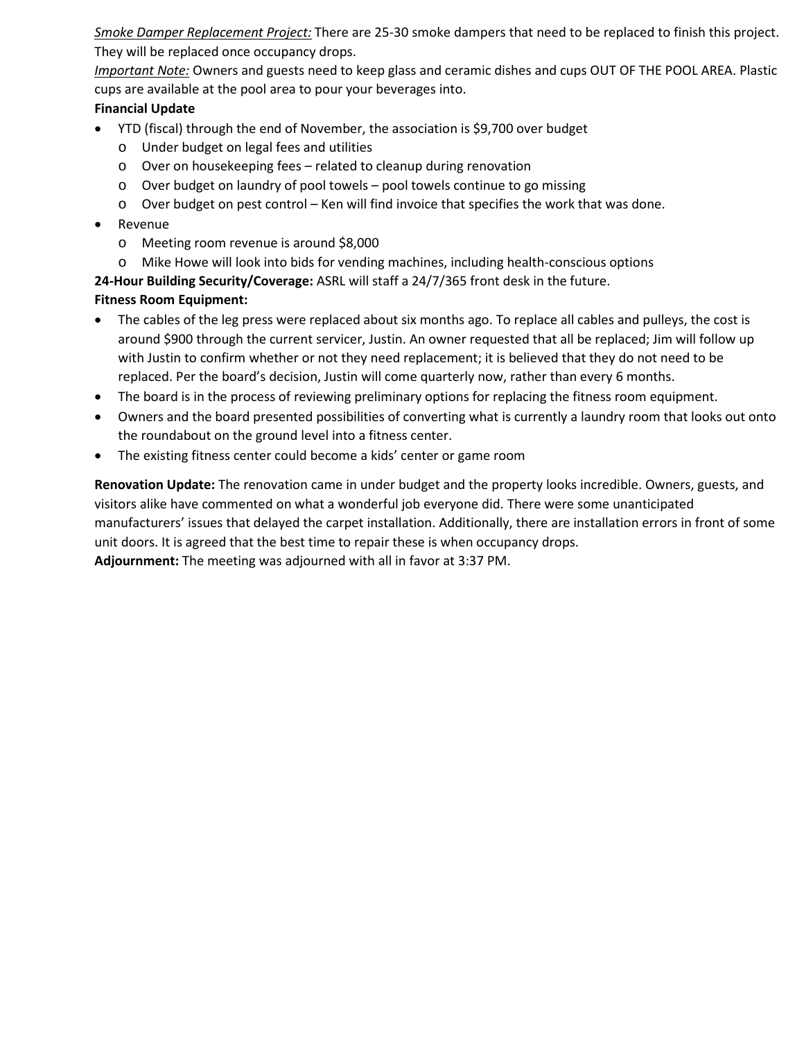*Smoke Damper Replacement Project:* There are 25-30 smoke dampers that need to be replaced to finish this project. They will be replaced once occupancy drops.

*Important Note:* Owners and guests need to keep glass and ceramic dishes and cups OUT OF THE POOL AREA. Plastic cups are available at the pool area to pour your beverages into.

**Financial Update**

- YTD (fiscal) through the end of November, the association is $9,700 over budget
  - Under budget on legal fees and utilities
  - Over on housekeeping fees – related to cleanup during renovation
  - Over budget on laundry of pool towels – pool towels continue to go missing
  - Over budget on pest control – Ken will find invoice that specifies the work that was done.
- Revenue
  - Meeting room revenue is around $8,000
  - Mike Howe will look into bids for vending machines, including health-conscious options

**24-Hour Building Security/Coverage:** ASRL will staff a 24/7/365 front desk in the future.

**Fitness Room Equipment:**

- The cables of the leg press were replaced about six months ago. To replace all cables and pulleys, the cost is around $900 through the current servicer, Justin. An owner requested that all be replaced; Jim will follow up with Justin to confirm whether or not they need replacement; it is believed that they do not need to be replaced. Per the board's decision, Justin will come quarterly now, rather than every 6 months.
- The board is in the process of reviewing preliminary options for replacing the fitness room equipment.
- Owners and the board presented possibilities of converting what is currently a laundry room that looks out onto the roundabout on the ground level into a fitness center.
- The existing fitness center could become a kids' center or game room

**Renovation Update:** The renovation came in under budget and the property looks incredible. Owners, guests, and visitors alike have commented on what a wonderful job everyone did. There were some unanticipated manufacturers' issues that delayed the carpet installation. Additionally, there are installation errors in front of some unit doors. It is agreed that the best time to repair these is when occupancy drops.

**Adjournment:** The meeting was adjourned with all in favor at 3:37 PM.